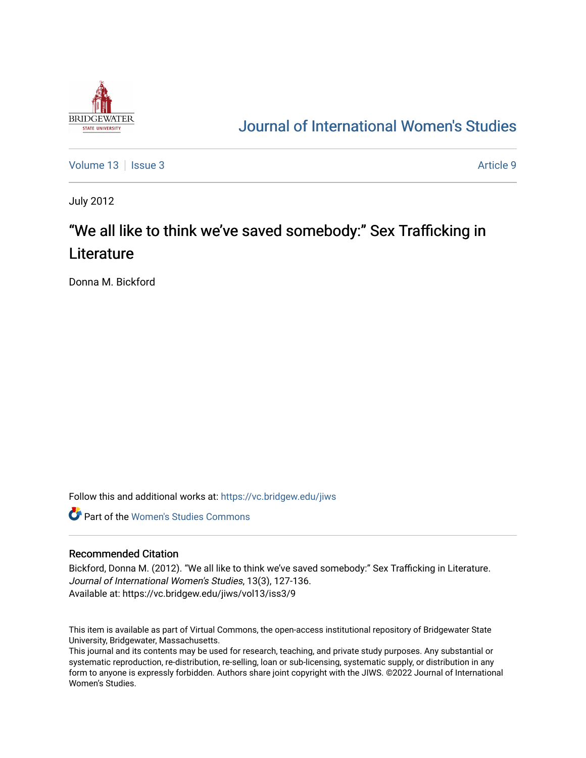# Journal of International Women's Studies

Volume 13 | Issue 3 | Article 9

July 2012

## "We all like to think we've saved somebody:" Sex Trafficking in Literature

Donna M. Bickford

Follow this and additional works at: https://vc.bridgew.edu/jiws

Part of the Women's Studies Commons

### Recommended Citation

Bickford, Donna M. (2012). "We all like to think we've saved somebody:" Sex Trafficking in Literature. *Journal of International Women's Studies*, 13(3), 127-136.
Available at: https://vc.bridgew.edu/jiws/vol13/iss3/9

This item is available as part of Virtual Commons, the open-access institutional repository of Bridgewater State University, Bridgewater, Massachusetts.
This journal and its contents may be used for research, teaching, and private study purposes. Any substantial or systematic reproduction, re-distribution, re-selling, loan or sub-licensing, systematic supply, or distribution in any form to anyone is expressly forbidden. Authors share joint copyright with the JIWS. ©2022 Journal of International Women's Studies.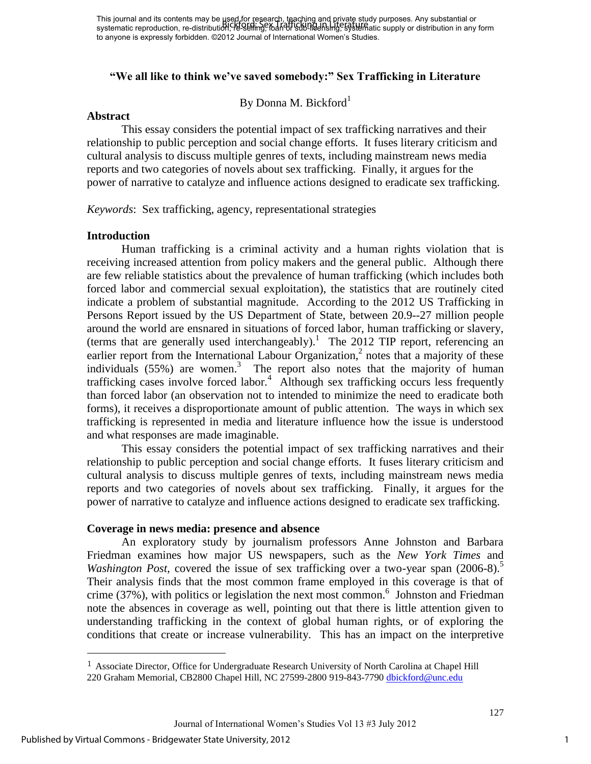## "We all like to think we've saved somebody:" Sex Trafficking in Literature

By Donna M. Bickford[1]

### Abstract

This essay considers the potential impact of sex trafficking narratives and their relationship to public perception and social change efforts. It fuses literary criticism and cultural analysis to discuss multiple genres of texts, including mainstream news media reports and two categories of novels about sex trafficking. Finally, it argues for the power of narrative to catalyze and influence actions designed to eradicate sex trafficking.

*Keywords*: Sex trafficking, agency, representational strategies

### Introduction

Human trafficking is a criminal activity and a human rights violation that is receiving increased attention from policy makers and the general public. Although there are few reliable statistics about the prevalence of human trafficking (which includes both forced labor and commercial sexual exploitation), the statistics that are routinely cited indicate a problem of substantial magnitude. According to the 2012 US Trafficking in Persons Report issued by the US Department of State, between 20.9--27 million people around the world are ensnared in situations of forced labor, human trafficking or slavery, (terms that are generally used interchangeably).[1] The 2012 TIP report, referencing an earlier report from the International Labour Organization,[2] notes that a majority of these individuals (55%) are women.[3] The report also notes that the majority of human trafficking cases involve forced labor.[4] Although sex trafficking occurs less frequently than forced labor (an observation not to intended to minimize the need to eradicate both forms), it receives a disproportionate amount of public attention. The ways in which sex trafficking is represented in media and literature influence how the issue is understood and what responses are made imaginable.

This essay considers the potential impact of sex trafficking narratives and their relationship to public perception and social change efforts. It fuses literary criticism and cultural analysis to discuss multiple genres of texts, including mainstream news media reports and two categories of novels about sex trafficking. Finally, it argues for the power of narrative to catalyze and influence actions designed to eradicate sex trafficking.

### Coverage in news media: presence and absence

An exploratory study by journalism professors Anne Johnston and Barbara Friedman examines how major US newspapers, such as the *New York Times* and *Washington Post*, covered the issue of sex trafficking over a two-year span (2006-8).[5] Their analysis finds that the most common frame employed in this coverage is that of crime (37%), with politics or legislation the next most common.[6] Johnston and Friedman note the absences in coverage as well, pointing out that there is little attention given to understanding trafficking in the context of global human rights, or of exploring the conditions that create or increase vulnerability. This has an impact on the interpretive

---

[1] Associate Director, Office for Undergraduate Research University of North Carolina at Chapel Hill 220 Graham Memorial, CB2800 Chapel Hill, NC 27599-2800 919-843-7790 dbickford@unc.edu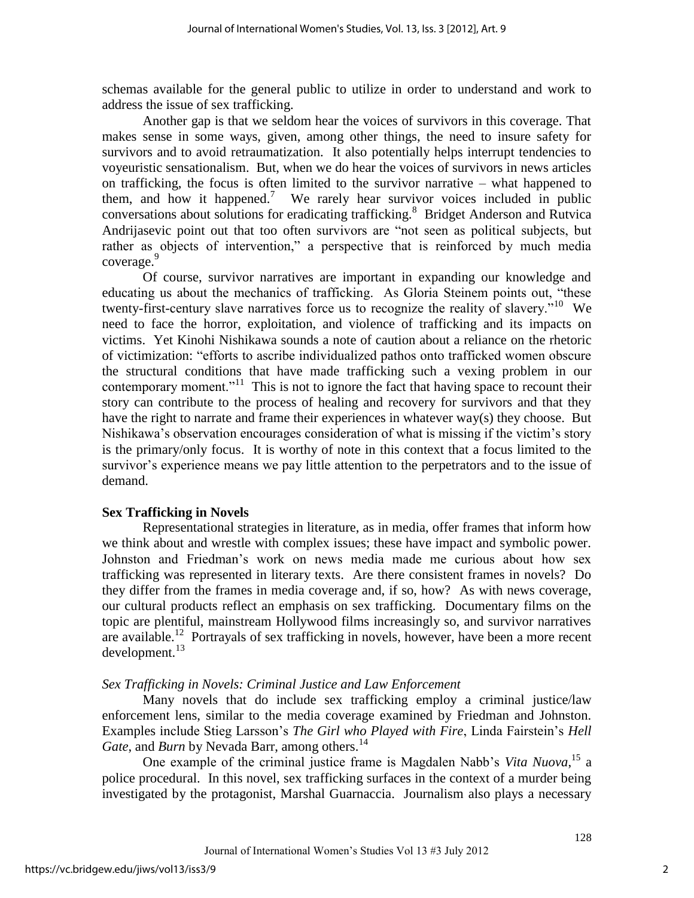schemas available for the general public to utilize in order to understand and work to address the issue of sex trafficking.

Another gap is that we seldom hear the voices of survivors in this coverage. That makes sense in some ways, given, among other things, the need to insure safety for survivors and to avoid retraumatization. It also potentially helps interrupt tendencies to voyeuristic sensationalism. But, when we do hear the voices of survivors in news articles on trafficking, the focus is often limited to the survivor narrative – what happened to them, and how it happened.[7] We rarely hear survivor voices included in public conversations about solutions for eradicating trafficking.[8] Bridget Anderson and Rutvica Andrijasevic point out that too often survivors are "not seen as political subjects, but rather as objects of intervention," a perspective that is reinforced by much media coverage.[9]

Of course, survivor narratives are important in expanding our knowledge and educating us about the mechanics of trafficking. As Gloria Steinem points out, "these twenty-first-century slave narratives force us to recognize the reality of slavery."[10] We need to face the horror, exploitation, and violence of trafficking and its impacts on victims. Yet Kinohi Nishikawa sounds a note of caution about a reliance on the rhetoric of victimization: "efforts to ascribe individualized pathos onto trafficked women obscure the structural conditions that have made trafficking such a vexing problem in our contemporary moment."[11] This is not to ignore the fact that having space to recount their story can contribute to the process of healing and recovery for survivors and that they have the right to narrate and frame their experiences in whatever way(s) they choose. But Nishikawa's observation encourages consideration of what is missing if the victim's story is the primary/only focus. It is worthy of note in this context that a focus limited to the survivor's experience means we pay little attention to the perpetrators and to the issue of demand.

## Sex Trafficking in Novels

Representational strategies in literature, as in media, offer frames that inform how we think about and wrestle with complex issues; these have impact and symbolic power. Johnston and Friedman's work on news media made me curious about how sex trafficking was represented in literary texts. Are there consistent frames in novels? Do they differ from the frames in media coverage and, if so, how? As with news coverage, our cultural products reflect an emphasis on sex trafficking. Documentary films on the topic are plentiful, mainstream Hollywood films increasingly so, and survivor narratives are available.[12] Portrayals of sex trafficking in novels, however, have been a more recent development.[13]

### *Sex Trafficking in Novels: Criminal Justice and Law Enforcement*

Many novels that do include sex trafficking employ a criminal justice/law enforcement lens, similar to the media coverage examined by Friedman and Johnston. Examples include Stieg Larsson's *The Girl who Played with Fire*, Linda Fairstein's *Hell Gate*, and *Burn* by Nevada Barr, among others.[14]

One example of the criminal justice frame is Magdalen Nabb's *Vita Nuova*,[15] a police procedural. In this novel, sex trafficking surfaces in the context of a murder being investigated by the protagonist, Marshal Guarnaccia. Journalism also plays a necessary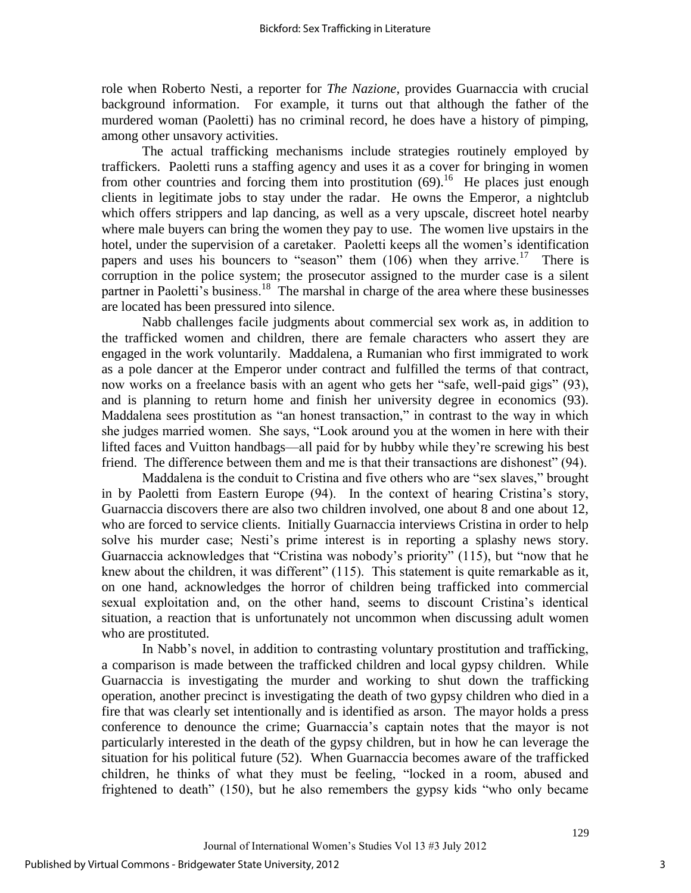role when Roberto Nesti, a reporter for *The Nazione*, provides Guarnaccia with crucial background information. For example, it turns out that although the father of the murdered woman (Paoletti) has no criminal record, he does have a history of pimping, among other unsavory activities.

The actual trafficking mechanisms include strategies routinely employed by traffickers. Paoletti runs a staffing agency and uses it as a cover for bringing in women from other countries and forcing them into prostitution (69).[16] He places just enough clients in legitimate jobs to stay under the radar. He owns the Emperor, a nightclub which offers strippers and lap dancing, as well as a very upscale, discreet hotel nearby where male buyers can bring the women they pay to use. The women live upstairs in the hotel, under the supervision of a caretaker. Paoletti keeps all the women's identification papers and uses his bouncers to "season" them (106) when they arrive.[17] There is corruption in the police system; the prosecutor assigned to the murder case is a silent partner in Paoletti's business.[18] The marshal in charge of the area where these businesses are located has been pressured into silence.

Nabb challenges facile judgments about commercial sex work as, in addition to the trafficked women and children, there are female characters who assert they are engaged in the work voluntarily. Maddalena, a Rumanian who first immigrated to work as a pole dancer at the Emperor under contract and fulfilled the terms of that contract, now works on a freelance basis with an agent who gets her "safe, well-paid gigs" (93), and is planning to return home and finish her university degree in economics (93). Maddalena sees prostitution as "an honest transaction," in contrast to the way in which she judges married women. She says, "Look around you at the women in here with their lifted faces and Vuitton handbags—all paid for by hubby while they're screwing his best friend. The difference between them and me is that their transactions are dishonest" (94).

Maddalena is the conduit to Cristina and five others who are "sex slaves," brought in by Paoletti from Eastern Europe (94). In the context of hearing Cristina's story, Guarnaccia discovers there are also two children involved, one about 8 and one about 12, who are forced to service clients. Initially Guarnaccia interviews Cristina in order to help solve his murder case; Nesti's prime interest is in reporting a splashy news story. Guarnaccia acknowledges that "Cristina was nobody's priority" (115), but "now that he knew about the children, it was different" (115). This statement is quite remarkable as it, on one hand, acknowledges the horror of children being trafficked into commercial sexual exploitation and, on the other hand, seems to discount Cristina's identical situation, a reaction that is unfortunately not uncommon when discussing adult women who are prostituted.

In Nabb's novel, in addition to contrasting voluntary prostitution and trafficking, a comparison is made between the trafficked children and local gypsy children. While Guarnaccia is investigating the murder and working to shut down the trafficking operation, another precinct is investigating the death of two gypsy children who died in a fire that was clearly set intentionally and is identified as arson. The mayor holds a press conference to denounce the crime; Guarnaccia's captain notes that the mayor is not particularly interested in the death of the gypsy children, but in how he can leverage the situation for his political future (52). When Guarnaccia becomes aware of the trafficked children, he thinks of what they must be feeling, "locked in a room, abused and frightened to death" (150), but he also remembers the gypsy kids "who only became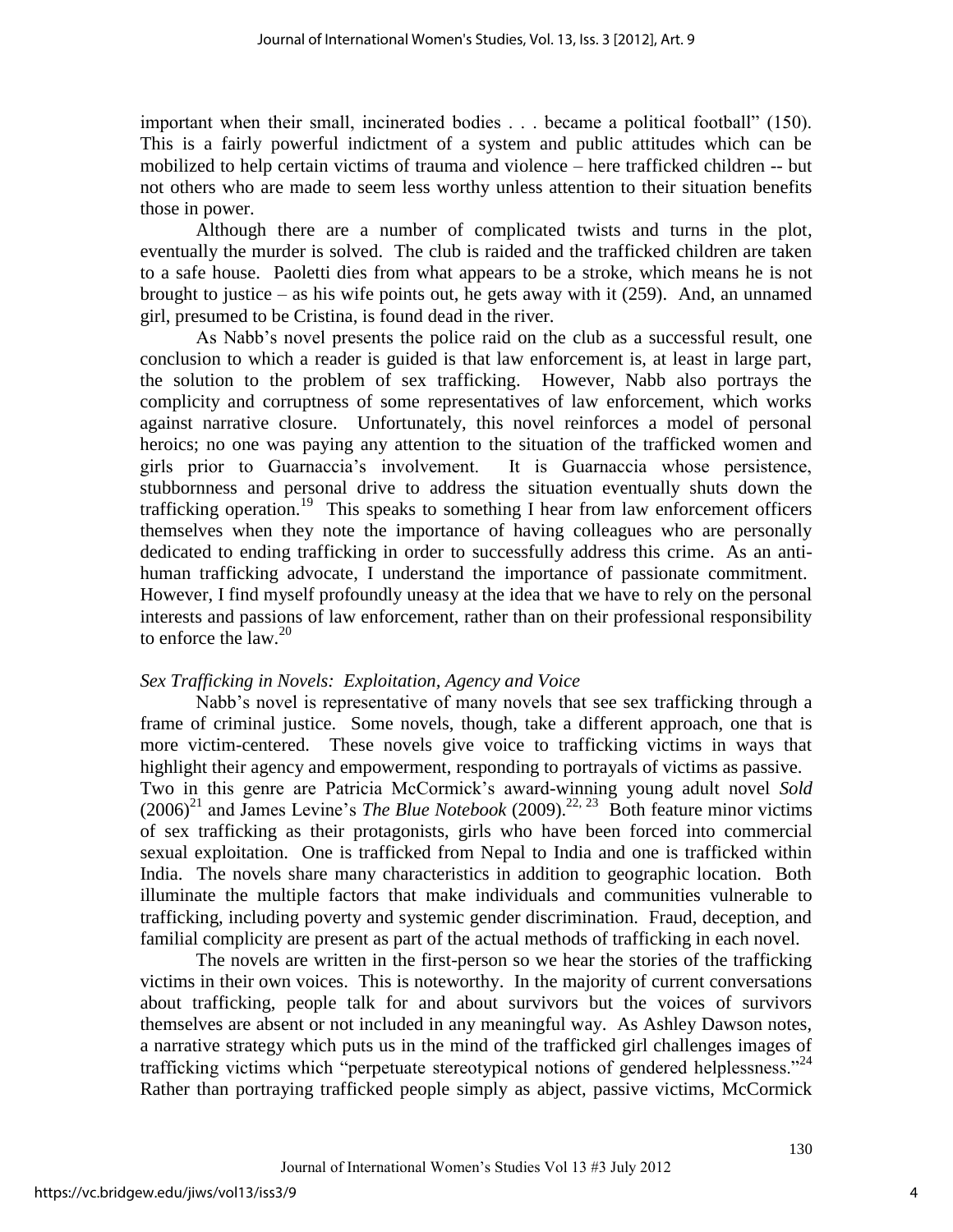important when their small, incinerated bodies . . . became a political football" (150). This is a fairly powerful indictment of a system and public attitudes which can be mobilized to help certain victims of trauma and violence – here trafficked children -- but not others who are made to seem less worthy unless attention to their situation benefits those in power.

Although there are a number of complicated twists and turns in the plot, eventually the murder is solved. The club is raided and the trafficked children are taken to a safe house. Paoletti dies from what appears to be a stroke, which means he is not brought to justice – as his wife points out, he gets away with it (259). And, an unnamed girl, presumed to be Cristina, is found dead in the river.

As Nabb's novel presents the police raid on the club as a successful result, one conclusion to which a reader is guided is that law enforcement is, at least in large part, the solution to the problem of sex trafficking. However, Nabb also portrays the complicity and corruptness of some representatives of law enforcement, which works against narrative closure. Unfortunately, this novel reinforces a model of personal heroics; no one was paying any attention to the situation of the trafficked women and girls prior to Guarnaccia's involvement. It is Guarnaccia whose persistence, stubbornness and personal drive to address the situation eventually shuts down the trafficking operation.[19] This speaks to something I hear from law enforcement officers themselves when they note the importance of having colleagues who are personally dedicated to ending trafficking in order to successfully address this crime. As an anti-human trafficking advocate, I understand the importance of passionate commitment. However, I find myself profoundly uneasy at the idea that we have to rely on the personal interests and passions of law enforcement, rather than on their professional responsibility to enforce the law.[20]

### *Sex Trafficking in Novels: Exploitation, Agency and Voice*

Nabb's novel is representative of many novels that see sex trafficking through a frame of criminal justice. Some novels, though, take a different approach, one that is more victim-centered. These novels give voice to trafficking victims in ways that highlight their agency and empowerment, responding to portrayals of victims as passive. Two in this genre are Patricia McCormick's award-winning young adult novel *Sold* (2006)[21] and James Levine's *The Blue Notebook* (2009).[22, 23] Both feature minor victims of sex trafficking as their protagonists, girls who have been forced into commercial sexual exploitation. One is trafficked from Nepal to India and one is trafficked within India. The novels share many characteristics in addition to geographic location. Both illuminate the multiple factors that make individuals and communities vulnerable to trafficking, including poverty and systemic gender discrimination. Fraud, deception, and familial complicity are present as part of the actual methods of trafficking in each novel.

The novels are written in the first-person so we hear the stories of the trafficking victims in their own voices. This is noteworthy. In the majority of current conversations about trafficking, people talk for and about survivors but the voices of survivors themselves are absent or not included in any meaningful way. As Ashley Dawson notes, a narrative strategy which puts us in the mind of the trafficked girl challenges images of trafficking victims which "perpetuate stereotypical notions of gendered helplessness."[24] Rather than portraying trafficked people simply as abject, passive victims, McCormick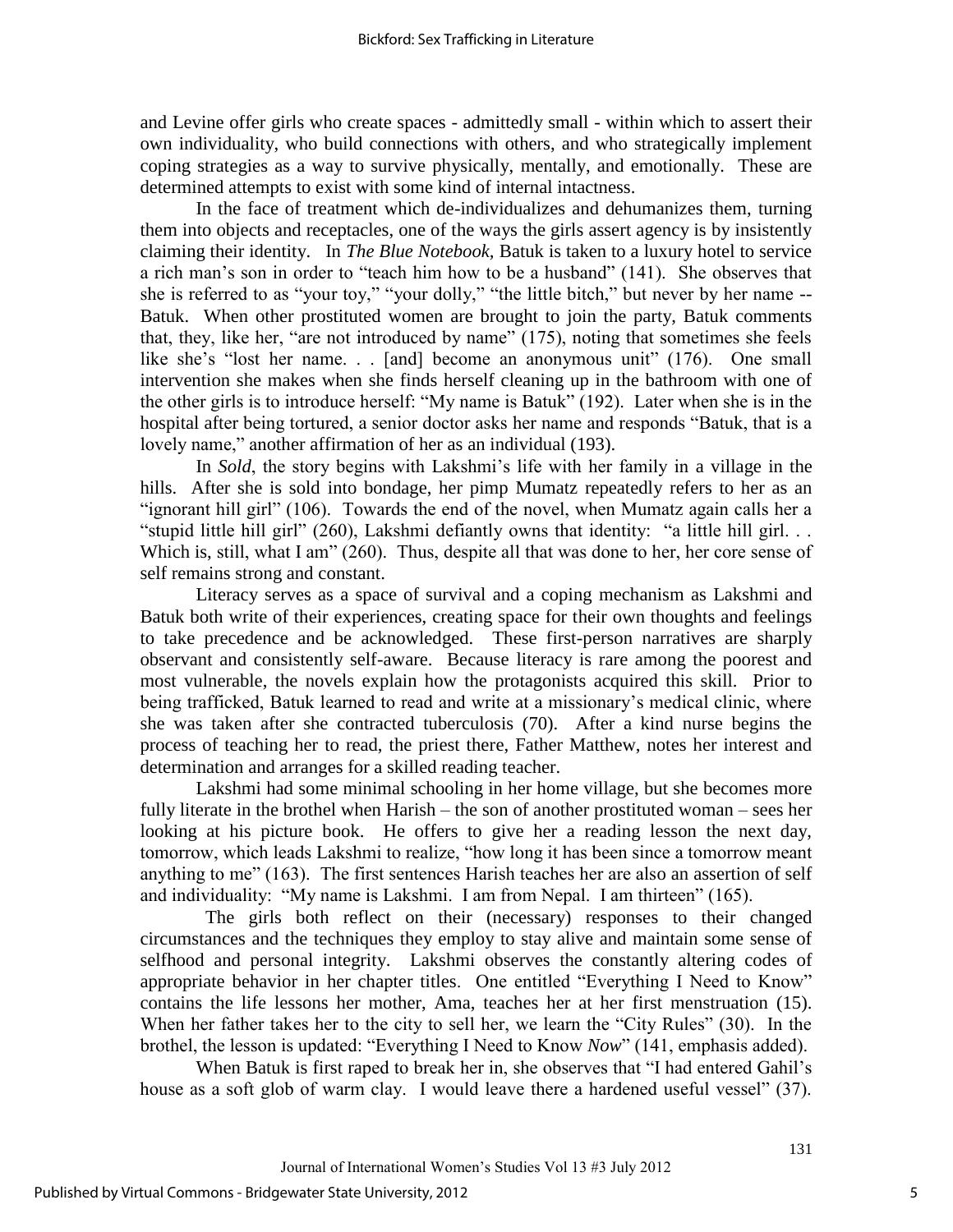and Levine offer girls who create spaces - admittedly small - within which to assert their own individuality, who build connections with others, and who strategically implement coping strategies as a way to survive physically, mentally, and emotionally. These are determined attempts to exist with some kind of internal intactness.

In the face of treatment which de-individualizes and dehumanizes them, turning them into objects and receptacles, one of the ways the girls assert agency is by insistently claiming their identity. In *The Blue Notebook,* Batuk is taken to a luxury hotel to service a rich man's son in order to "teach him how to be a husband" (141). She observes that she is referred to as "your toy," "your dolly," "the little bitch," but never by her name -- Batuk. When other prostituted women are brought to join the party, Batuk comments that, they, like her, "are not introduced by name" (175), noting that sometimes she feels like she's "lost her name. . . [and] become an anonymous unit" (176). One small intervention she makes when she finds herself cleaning up in the bathroom with one of the other girls is to introduce herself: "My name is Batuk" (192). Later when she is in the hospital after being tortured, a senior doctor asks her name and responds "Batuk, that is a lovely name," another affirmation of her as an individual (193).

In *Sold*, the story begins with Lakshmi's life with her family in a village in the hills. After she is sold into bondage, her pimp Mumatz repeatedly refers to her as an "ignorant hill girl" (106). Towards the end of the novel, when Mumatz again calls her a "stupid little hill girl" (260), Lakshmi defiantly owns that identity: "a little hill girl. . . Which is, still, what I am" (260). Thus, despite all that was done to her, her core sense of self remains strong and constant.

Literacy serves as a space of survival and a coping mechanism as Lakshmi and Batuk both write of their experiences, creating space for their own thoughts and feelings to take precedence and be acknowledged. These first-person narratives are sharply observant and consistently self-aware. Because literacy is rare among the poorest and most vulnerable, the novels explain how the protagonists acquired this skill. Prior to being trafficked, Batuk learned to read and write at a missionary's medical clinic, where she was taken after she contracted tuberculosis (70). After a kind nurse begins the process of teaching her to read, the priest there, Father Matthew, notes her interest and determination and arranges for a skilled reading teacher.

Lakshmi had some minimal schooling in her home village, but she becomes more fully literate in the brothel when Harish – the son of another prostituted woman – sees her looking at his picture book. He offers to give her a reading lesson the next day, tomorrow, which leads Lakshmi to realize, "how long it has been since a tomorrow meant anything to me" (163). The first sentences Harish teaches her are also an assertion of self and individuality: "My name is Lakshmi. I am from Nepal. I am thirteen" (165).

The girls both reflect on their (necessary) responses to their changed circumstances and the techniques they employ to stay alive and maintain some sense of selfhood and personal integrity. Lakshmi observes the constantly altering codes of appropriate behavior in her chapter titles. One entitled "Everything I Need to Know" contains the life lessons her mother, Ama, teaches her at her first menstruation (15). When her father takes her to the city to sell her, we learn the "City Rules" (30). In the brothel, the lesson is updated: "Everything I Need to Know *Now*" (141, emphasis added).

When Batuk is first raped to break her in, she observes that "I had entered Gahil's house as a soft glob of warm clay. I would leave there a hardened useful vessel" (37).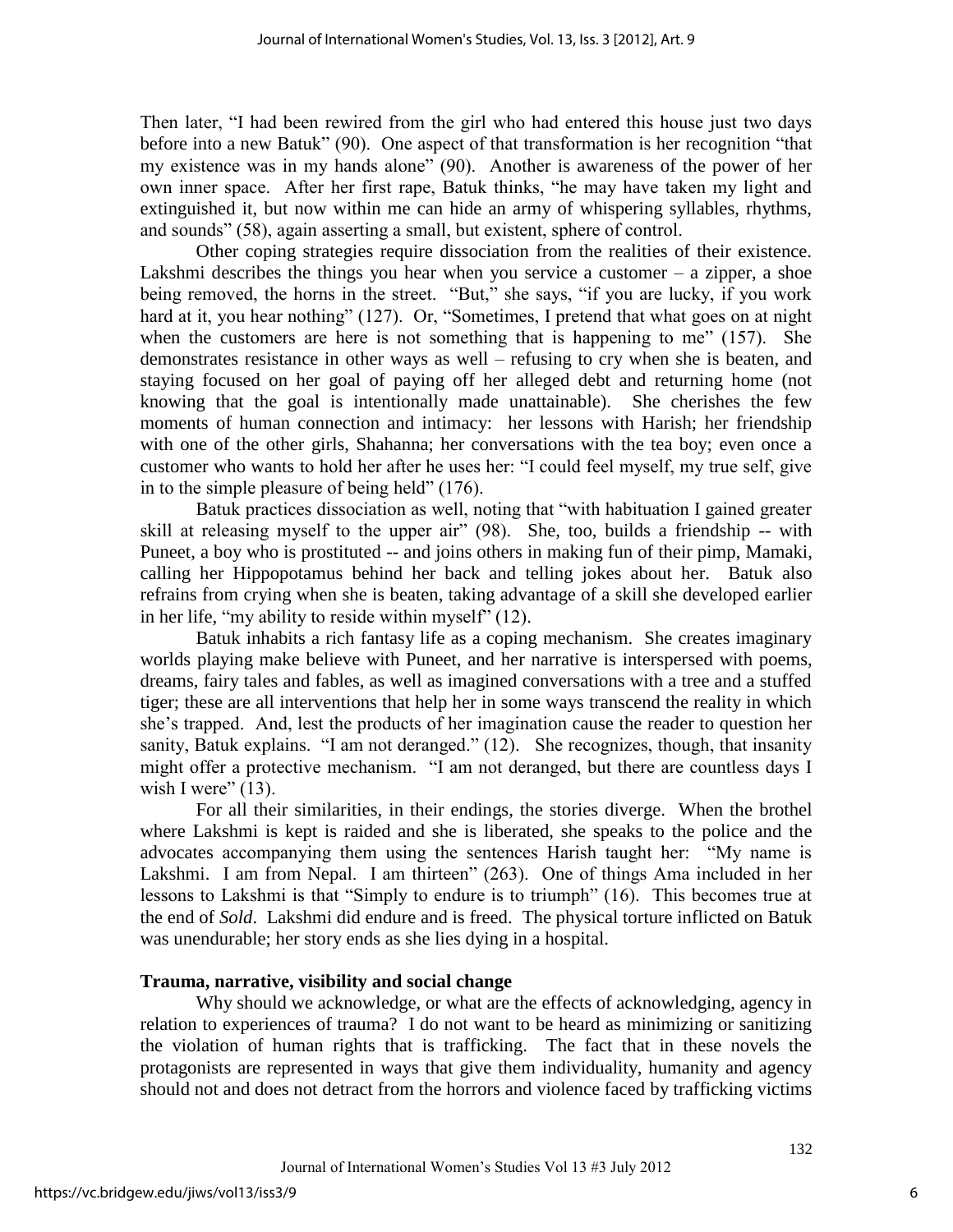Then later, "I had been rewired from the girl who had entered this house just two days before into a new Batuk" (90). One aspect of that transformation is her recognition "that my existence was in my hands alone" (90). Another is awareness of the power of her own inner space. After her first rape, Batuk thinks, "he may have taken my light and extinguished it, but now within me can hide an army of whispering syllables, rhythms, and sounds" (58), again asserting a small, but existent, sphere of control.

Other coping strategies require dissociation from the realities of their existence. Lakshmi describes the things you hear when you service a customer – a zipper, a shoe being removed, the horns in the street. "But," she says, "if you are lucky, if you work hard at it, you hear nothing" (127). Or, "Sometimes, I pretend that what goes on at night when the customers are here is not something that is happening to me" (157). She demonstrates resistance in other ways as well – refusing to cry when she is beaten, and staying focused on her goal of paying off her alleged debt and returning home (not knowing that the goal is intentionally made unattainable). She cherishes the few moments of human connection and intimacy: her lessons with Harish; her friendship with one of the other girls, Shahanna; her conversations with the tea boy; even once a customer who wants to hold her after he uses her: "I could feel myself, my true self, give in to the simple pleasure of being held" (176).

Batuk practices dissociation as well, noting that "with habituation I gained greater skill at releasing myself to the upper air" (98). She, too, builds a friendship -- with Puneet, a boy who is prostituted -- and joins others in making fun of their pimp, Mamaki, calling her Hippopotamus behind her back and telling jokes about her. Batuk also refrains from crying when she is beaten, taking advantage of a skill she developed earlier in her life, "my ability to reside within myself" (12).

Batuk inhabits a rich fantasy life as a coping mechanism. She creates imaginary worlds playing make believe with Puneet, and her narrative is interspersed with poems, dreams, fairy tales and fables, as well as imagined conversations with a tree and a stuffed tiger; these are all interventions that help her in some ways transcend the reality in which she's trapped. And, lest the products of her imagination cause the reader to question her sanity, Batuk explains. "I am not deranged." (12). She recognizes, though, that insanity might offer a protective mechanism. "I am not deranged, but there are countless days I wish I were" (13).

For all their similarities, in their endings, the stories diverge. When the brothel where Lakshmi is kept is raided and she is liberated, she speaks to the police and the advocates accompanying them using the sentences Harish taught her: "My name is Lakshmi. I am from Nepal. I am thirteen" (263). One of things Ama included in her lessons to Lakshmi is that "Simply to endure is to triumph" (16). This becomes true at the end of *Sold*. Lakshmi did endure and is freed. The physical torture inflicted on Batuk was unendurable; her story ends as she lies dying in a hospital.

## Trauma, narrative, visibility and social change

Why should we acknowledge, or what are the effects of acknowledging, agency in relation to experiences of trauma? I do not want to be heard as minimizing or sanitizing the violation of human rights that is trafficking. The fact that in these novels the protagonists are represented in ways that give them individuality, humanity and agency should not and does not detract from the horrors and violence faced by trafficking victims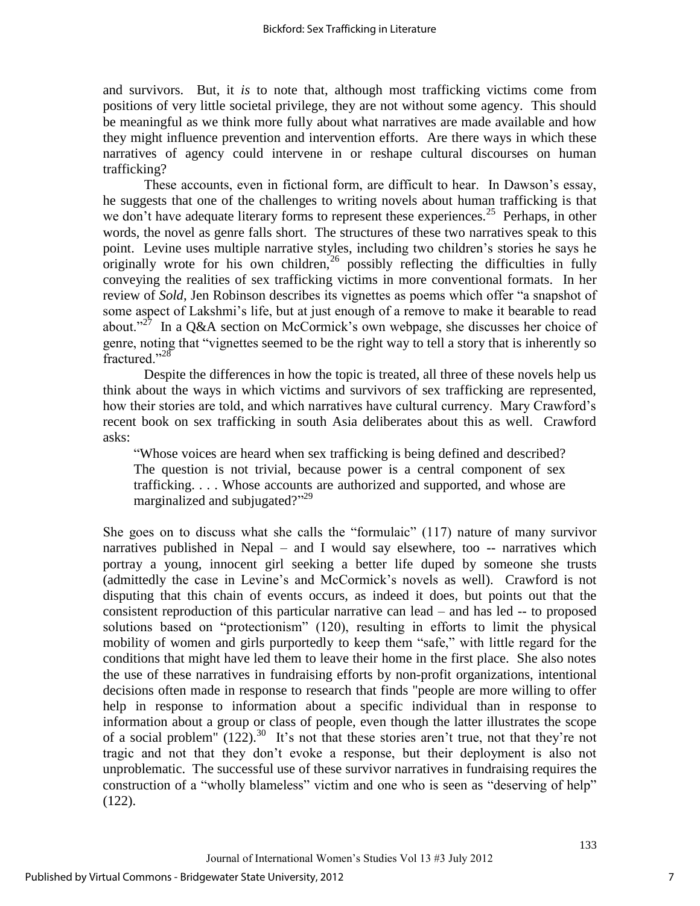and survivors. But, it *is* to note that, although most trafficking victims come from positions of very little societal privilege, they are not without some agency. This should be meaningful as we think more fully about what narratives are made available and how they might influence prevention and intervention efforts. Are there ways in which these narratives of agency could intervene in or reshape cultural discourses on human trafficking?

These accounts, even in fictional form, are difficult to hear. In Dawson's essay, he suggests that one of the challenges to writing novels about human trafficking is that we don't have adequate literary forms to represent these experiences.[25] Perhaps, in other words, the novel as genre falls short. The structures of these two narratives speak to this point. Levine uses multiple narrative styles, including two children's stories he says he originally wrote for his own children,[26] possibly reflecting the difficulties in fully conveying the realities of sex trafficking victims in more conventional formats. In her review of *Sold*, Jen Robinson describes its vignettes as poems which offer "a snapshot of some aspect of Lakshmi's life, but at just enough of a remove to make it bearable to read about."[27] In a Q&A section on McCormick's own webpage, she discusses her choice of genre, noting that "vignettes seemed to be the right way to tell a story that is inherently so fractured."[28]

Despite the differences in how the topic is treated, all three of these novels help us think about the ways in which victims and survivors of sex trafficking are represented, how their stories are told, and which narratives have cultural currency. Mary Crawford's recent book on sex trafficking in south Asia deliberates about this as well. Crawford asks:

> "Whose voices are heard when sex trafficking is being defined and described? The question is not trivial, because power is a central component of sex trafficking. . . . Whose accounts are authorized and supported, and whose are marginalized and subjugated?"[29]

She goes on to discuss what she calls the "formulaic" (117) nature of many survivor narratives published in Nepal – and I would say elsewhere, too -- narratives which portray a young, innocent girl seeking a better life duped by someone she trusts (admittedly the case in Levine's and McCormick's novels as well). Crawford is not disputing that this chain of events occurs, as indeed it does, but points out that the consistent reproduction of this particular narrative can lead – and has led -- to proposed solutions based on "protectionism" (120), resulting in efforts to limit the physical mobility of women and girls purportedly to keep them "safe," with little regard for the conditions that might have led them to leave their home in the first place. She also notes the use of these narratives in fundraising efforts by non-profit organizations, intentional decisions often made in response to research that finds "people are more willing to offer help in response to information about a specific individual than in response to information about a group or class of people, even though the latter illustrates the scope of a social problem" (122).[30] It's not that these stories aren't true, not that they're not tragic and not that they don't evoke a response, but their deployment is also not unproblematic. The successful use of these survivor narratives in fundraising requires the construction of a "wholly blameless" victim and one who is seen as "deserving of help" (122).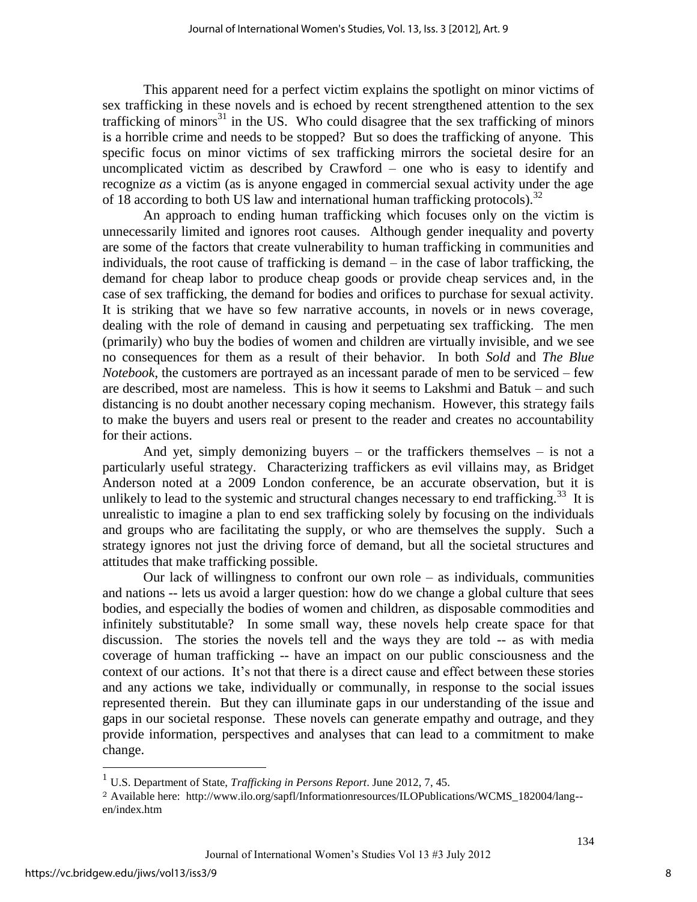This apparent need for a perfect victim explains the spotlight on minor victims of sex trafficking in these novels and is echoed by recent strengthened attention to the sex trafficking of minors[31] in the US. Who could disagree that the sex trafficking of minors is a horrible crime and needs to be stopped? But so does the trafficking of anyone. This specific focus on minor victims of sex trafficking mirrors the societal desire for an uncomplicated victim as described by Crawford – one who is easy to identify and recognize *as* a victim (as is anyone engaged in commercial sexual activity under the age of 18 according to both US law and international human trafficking protocols).[32]

An approach to ending human trafficking which focuses only on the victim is unnecessarily limited and ignores root causes. Although gender inequality and poverty are some of the factors that create vulnerability to human trafficking in communities and individuals, the root cause of trafficking is demand – in the case of labor trafficking, the demand for cheap labor to produce cheap goods or provide cheap services and, in the case of sex trafficking, the demand for bodies and orifices to purchase for sexual activity. It is striking that we have so few narrative accounts, in novels or in news coverage, dealing with the role of demand in causing and perpetuating sex trafficking. The men (primarily) who buy the bodies of women and children are virtually invisible, and we see no consequences for them as a result of their behavior. In both *Sold* and *The Blue Notebook*, the customers are portrayed as an incessant parade of men to be serviced – few are described, most are nameless. This is how it seems to Lakshmi and Batuk – and such distancing is no doubt another necessary coping mechanism. However, this strategy fails to make the buyers and users real or present to the reader and creates no accountability for their actions.

And yet, simply demonizing buyers – or the traffickers themselves – is not a particularly useful strategy. Characterizing traffickers as evil villains may, as Bridget Anderson noted at a 2009 London conference, be an accurate observation, but it is unlikely to lead to the systemic and structural changes necessary to end trafficking.[33] It is unrealistic to imagine a plan to end sex trafficking solely by focusing on the individuals and groups who are facilitating the supply, or who are themselves the supply. Such a strategy ignores not just the driving force of demand, but all the societal structures and attitudes that make trafficking possible.

Our lack of willingness to confront our own role – as individuals, communities and nations -- lets us avoid a larger question: how do we change a global culture that sees bodies, and especially the bodies of women and children, as disposable commodities and infinitely substitutable? In some small way, these novels help create space for that discussion. The stories the novels tell and the ways they are told -- as with media coverage of human trafficking -- have an impact on our public consciousness and the context of our actions. It's not that there is a direct cause and effect between these stories and any actions we take, individually or communally, in response to the social issues represented therein. But they can illuminate gaps in our understanding of the issue and gaps in our societal response. These novels can generate empathy and outrage, and they provide information, perspectives and analyses that can lead to a commitment to make change.

---

[1] U.S. Department of State, *Trafficking in Persons Report*. June 2012, 7, 45.

[2] Available here: http://www.ilo.org/sapfl/Informationresources/ILOPublications/WCMS_182004/lang--en/index.htm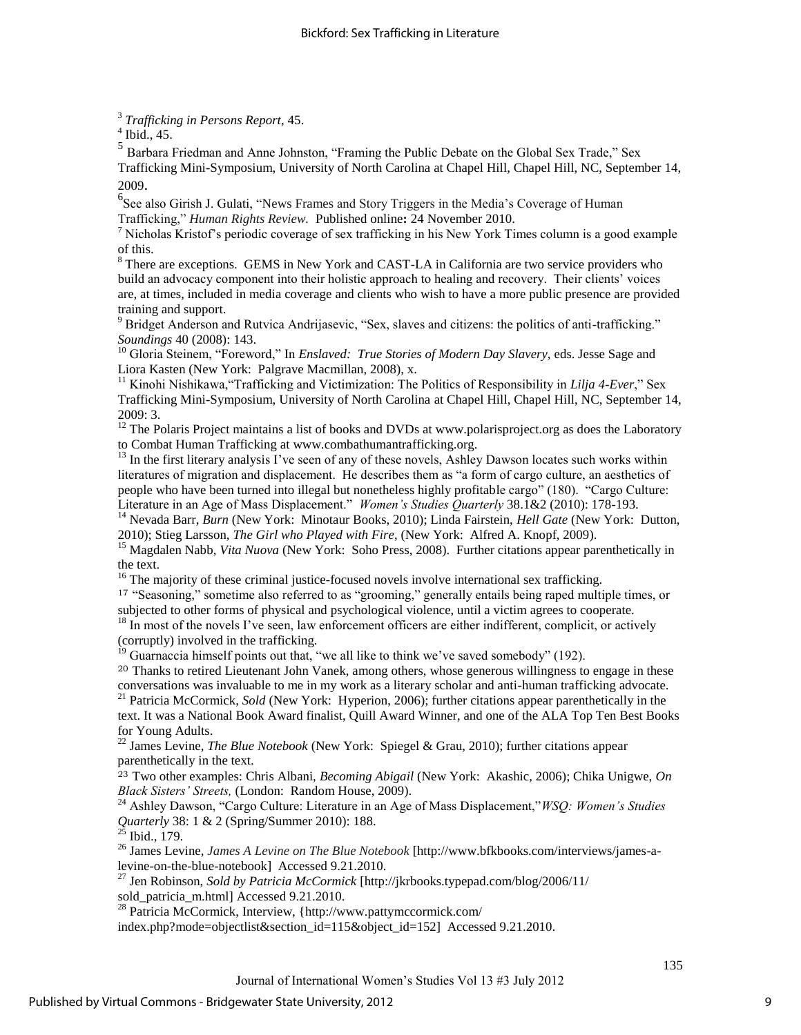[3] *Trafficking in Persons Report*, 45.

[4] Ibid., 45.

[5] Barbara Friedman and Anne Johnston, "Framing the Public Debate on the Global Sex Trade," Sex Trafficking Mini-Symposium, University of North Carolina at Chapel Hill, Chapel Hill, NC, September 14, 2009.

[6] See also Girish J. Gulati, "News Frames and Story Triggers in the Media's Coverage of Human Trafficking," *Human Rights Review.* Published online**:** 24 November 2010.

[7] Nicholas Kristof's periodic coverage of sex trafficking in his New York Times column is a good example of this.

[8] There are exceptions. GEMS in New York and CAST-LA in California are two service providers who build an advocacy component into their holistic approach to healing and recovery. Their clients' voices are, at times, included in media coverage and clients who wish to have a more public presence are provided training and support.

[9] Bridget Anderson and Rutvica Andrijasevic, "Sex, slaves and citizens: the politics of anti-trafficking." *Soundings* 40 (2008): 143.

[10] Gloria Steinem, "Foreword," In *Enslaved: True Stories of Modern Day Slavery*, eds. Jesse Sage and Liora Kasten (New York: Palgrave Macmillan, 2008), x.

[11] Kinohi Nishikawa,"Trafficking and Victimization: The Politics of Responsibility in *Lilja 4-Ever*," Sex Trafficking Mini-Symposium, University of North Carolina at Chapel Hill, Chapel Hill, NC, September 14, 2009: 3.

[12] The Polaris Project maintains a list of books and DVDs at www.polarisproject.org as does the Laboratory to Combat Human Trafficking at www.combathumantrafficking.org.

[13] In the first literary analysis I've seen of any of these novels, Ashley Dawson locates such works within literatures of migration and displacement. He describes them as "a form of cargo culture, an aesthetics of people who have been turned into illegal but nonetheless highly profitable cargo" (180). "Cargo Culture: Literature in an Age of Mass Displacement." *Women's Studies Quarterly* 38.1&2 (2010): 178-193.

[14] Nevada Barr, *Burn* (New York: Minotaur Books, 2010); Linda Fairstein, *Hell Gate* (New York: Dutton, 2010); Stieg Larsson, *The Girl who Played with Fire*, (New York: Alfred A. Knopf, 2009).

[15] Magdalen Nabb, *Vita Nuova* (New York: Soho Press, 2008). Further citations appear parenthetically in the text.

[16] The majority of these criminal justice-focused novels involve international sex trafficking.

[17] "Seasoning," sometime also referred to as "grooming," generally entails being raped multiple times, or subjected to other forms of physical and psychological violence, until a victim agrees to cooperate.

[18] In most of the novels I've seen, law enforcement officers are either indifferent, complicit, or actively (corruptly) involved in the trafficking.

[19] Guarnaccia himself points out that, "we all like to think we've saved somebody" (192).

[20] Thanks to retired Lieutenant John Vanek, among others, whose generous willingness to engage in these conversations was invaluable to me in my work as a literary scholar and anti-human trafficking advocate.

[21] Patricia McCormick, *Sold* (New York: Hyperion, 2006); further citations appear parenthetically in the text. It was a National Book Award finalist, Quill Award Winner, and one of the ALA Top Ten Best Books for Young Adults.

[22] James Levine, *The Blue Notebook* (New York: Spiegel & Grau, 2010); further citations appear parenthetically in the text.

[23] Two other examples: Chris Albani, *Becoming Abigail* (New York: Akashic, 2006); Chika Unigwe, *On Black Sisters' Streets,* (London: Random House, 2009).

[24] Ashley Dawson, "Cargo Culture: Literature in an Age of Mass Displacement,"*WSQ: Women's Studies Quarterly* 38: 1 & 2 (Spring/Summer 2010): 188.

[25] Ibid., 179.

[26] James Levine, *James A Levine on The Blue Notebook* [http://www.bfkbooks.com/interviews/james-a-levine-on-the-blue-notebook] Accessed 9.21.2010.

[27] Jen Robinson, *Sold by Patricia McCormick* [http://jkrbooks.typepad.com/blog/2006/11/sold_patricia_m.html] Accessed 9.21.2010.

[28] Patricia McCormick, Interview, {http://www.pattymccormick.com/index.php?mode=objectlist&section_id=115&object_id=152] Accessed 9.21.2010.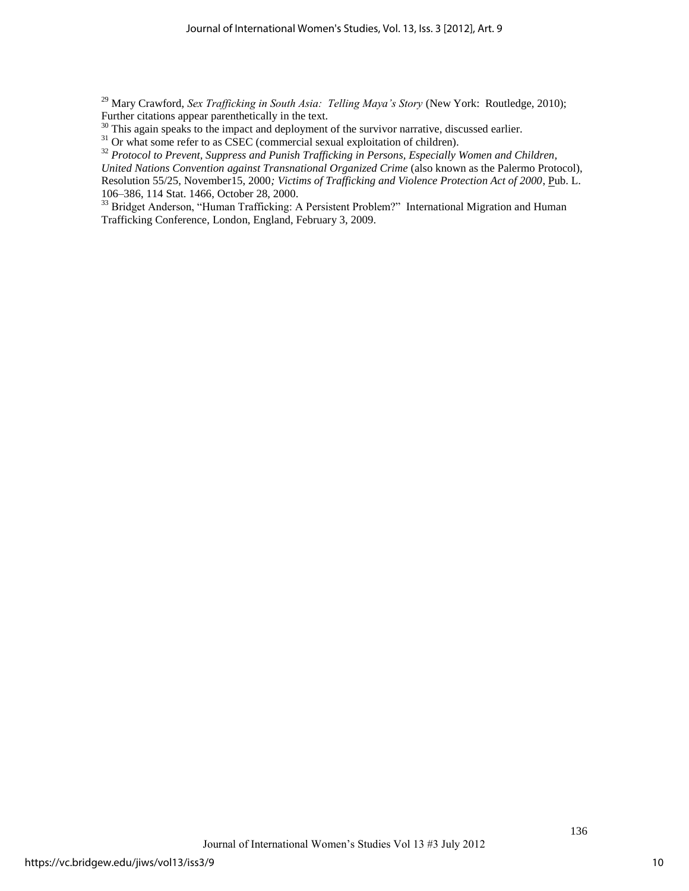[29] Mary Crawford, *Sex Trafficking in South Asia: Telling Maya's Story* (New York: Routledge, 2010); Further citations appear parenthetically in the text.

[30] This again speaks to the impact and deployment of the survivor narrative, discussed earlier.

[31] Or what some refer to as CSEC (commercial sexual exploitation of children).

[32] *Protocol to Prevent, Suppress and Punish Trafficking in Persons, Especially Women and Children, United Nations Convention against Transnational Organized Crime* (also known as the Palermo Protocol), Resolution 55/25, November15, 2000*; Victims of Trafficking and Violence Protection Act of 2000*, Pub. L. 106–386, 114 Stat. 1466, October 28, 2000.

[33] Bridget Anderson, "Human Trafficking: A Persistent Problem?" International Migration and Human Trafficking Conference, London, England, February 3, 2009.